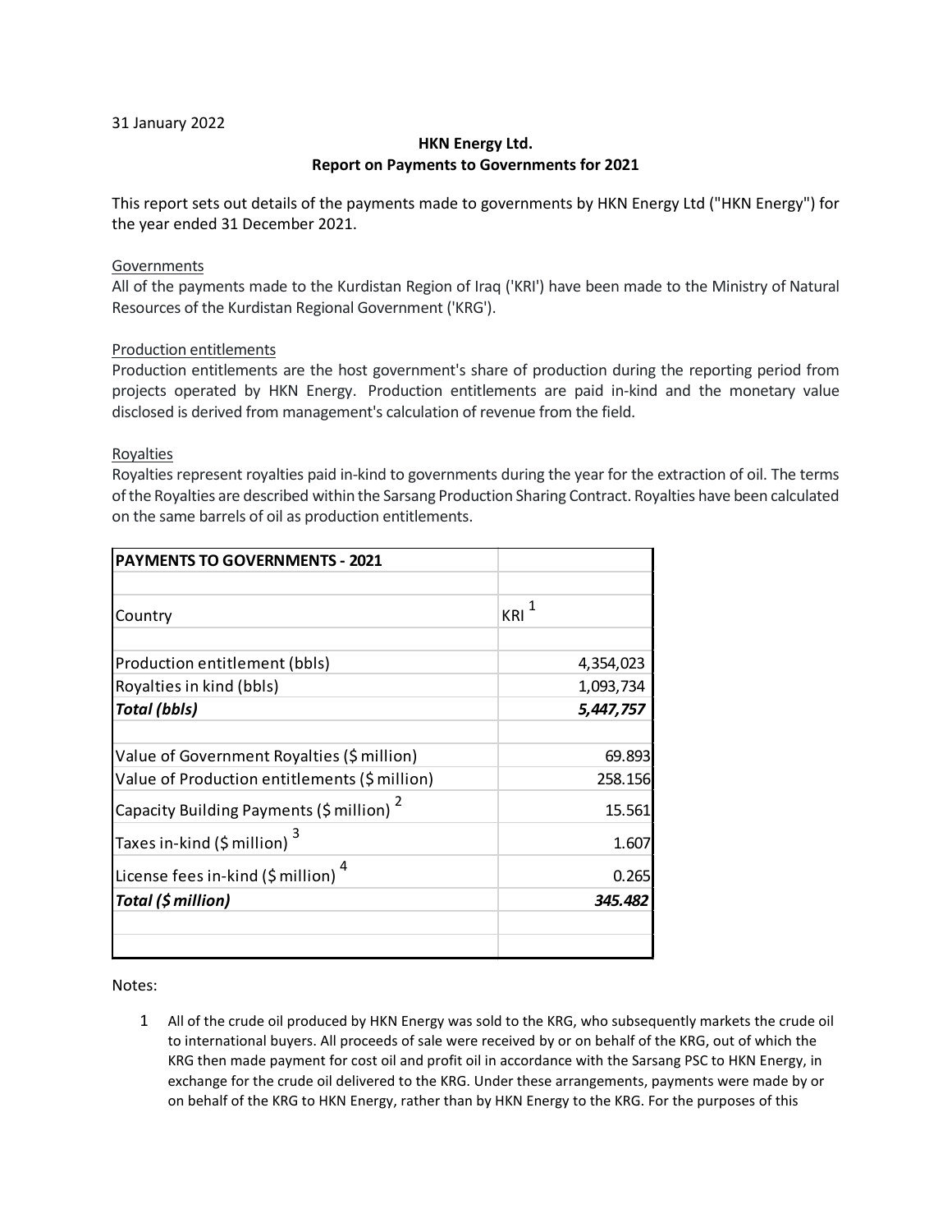31 January 2022

**HKN Energy Ltd.**
**Report on Payments to Governments for 2021**

This report sets out details of the payments made to governments by HKN Energy Ltd ("HKN Energy") for the year ended 31 December 2021.

Governments
All of the payments made to the Kurdistan Region of Iraq ('KRI') have been made to the Ministry of Natural Resources of the Kurdistan Regional Government ('KRG').

Production entitlements
Production entitlements are the host government's share of production during the reporting period from projects operated by HKN Energy. Production entitlements are paid in-kind and the monetary value disclosed is derived from management's calculation of revenue from the field.

Royalties
Royalties represent royalties paid in-kind to governments during the year for the extraction of oil. The terms of the Royalties are described within the Sarsang Production Sharing Contract. Royalties have been calculated on the same barrels of oil as production entitlements.

| **PAYMENTS TO GOVERNMENTS - 2021** | |
|---|---|
| | |
| Country | KRI [1] |
| | |
| Production entitlement (bbls) | 4,354,023 |
| Royalties in kind (bbls) | 1,093,734 |
| ***Total (bbls)*** | ***5,447,757*** |
| | |
| Value of Government Royalties ($ million) | 69.893 |
| Value of Production entitlements ($ million) | 258.156 |
| Capacity Building Payments ($ million) [2] | 15.561 |
| Taxes in-kind ($ million) [3] | 1.607 |
| License fees in-kind ($ million) [4] | 0.265 |
| ***Total ($ million)*** | ***345.482*** |
| | |
| | |

Notes:

1. All of the crude oil produced by HKN Energy was sold to the KRG, who subsequently markets the crude oil to international buyers. All proceeds of sale were received by or on behalf of the KRG, out of which the KRG then made payment for cost oil and profit oil in accordance with the Sarsang PSC to HKN Energy, in exchange for the crude oil delivered to the KRG. Under these arrangements, payments were made by or on behalf of the KRG to HKN Energy, rather than by HKN Energy to the KRG. For the purposes of this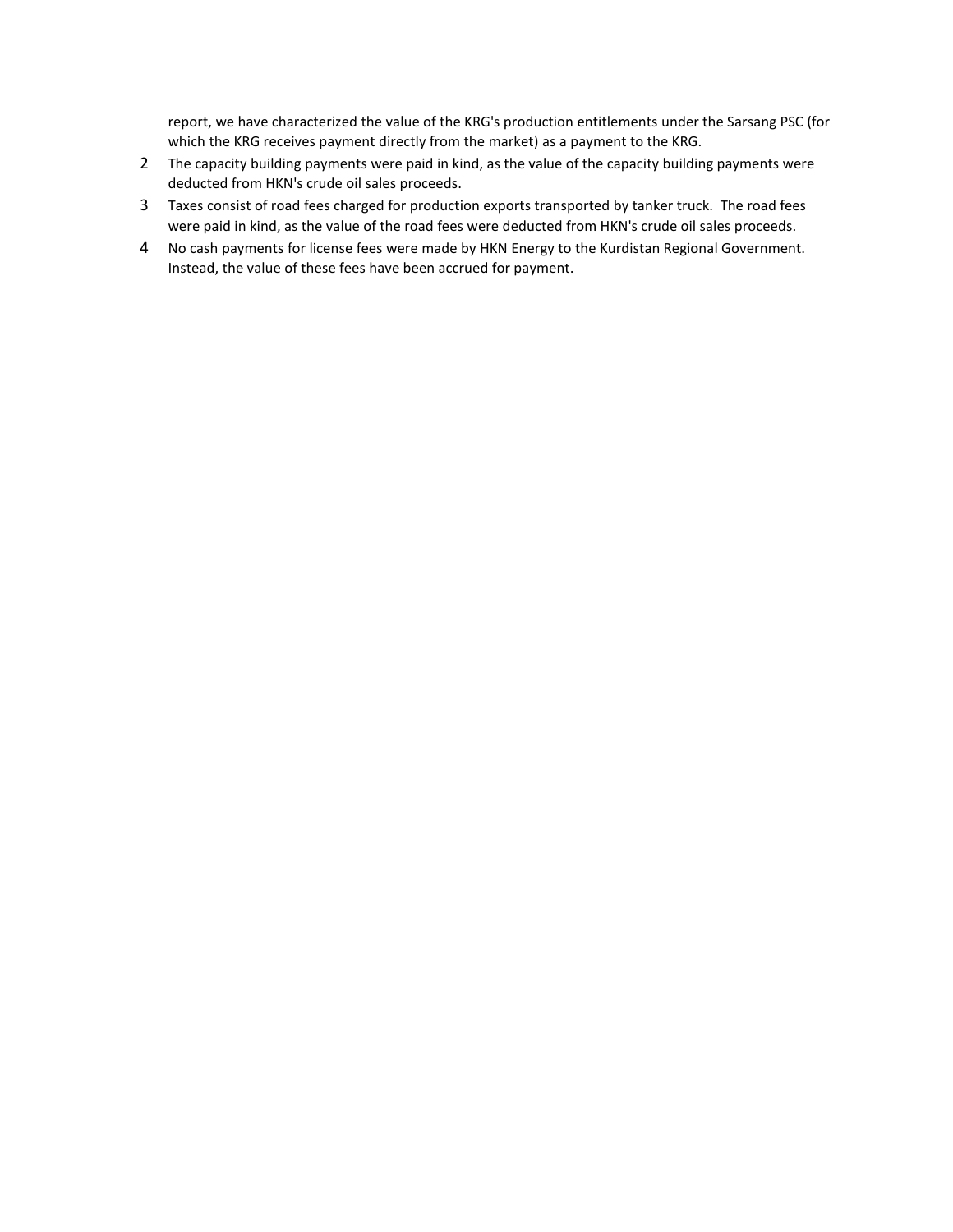report, we have characterized the value of the KRG's production entitlements under the Sarsang PSC (for which the KRG receives payment directly from the market) as a payment to the KRG.

2. The capacity building payments were paid in kind, as the value of the capacity building payments were deducted from HKN's crude oil sales proceeds.
3. Taxes consist of road fees charged for production exports transported by tanker truck. The road fees were paid in kind, as the value of the road fees were deducted from HKN's crude oil sales proceeds.
4. No cash payments for license fees were made by HKN Energy to the Kurdistan Regional Government. Instead, the value of these fees have been accrued for payment.